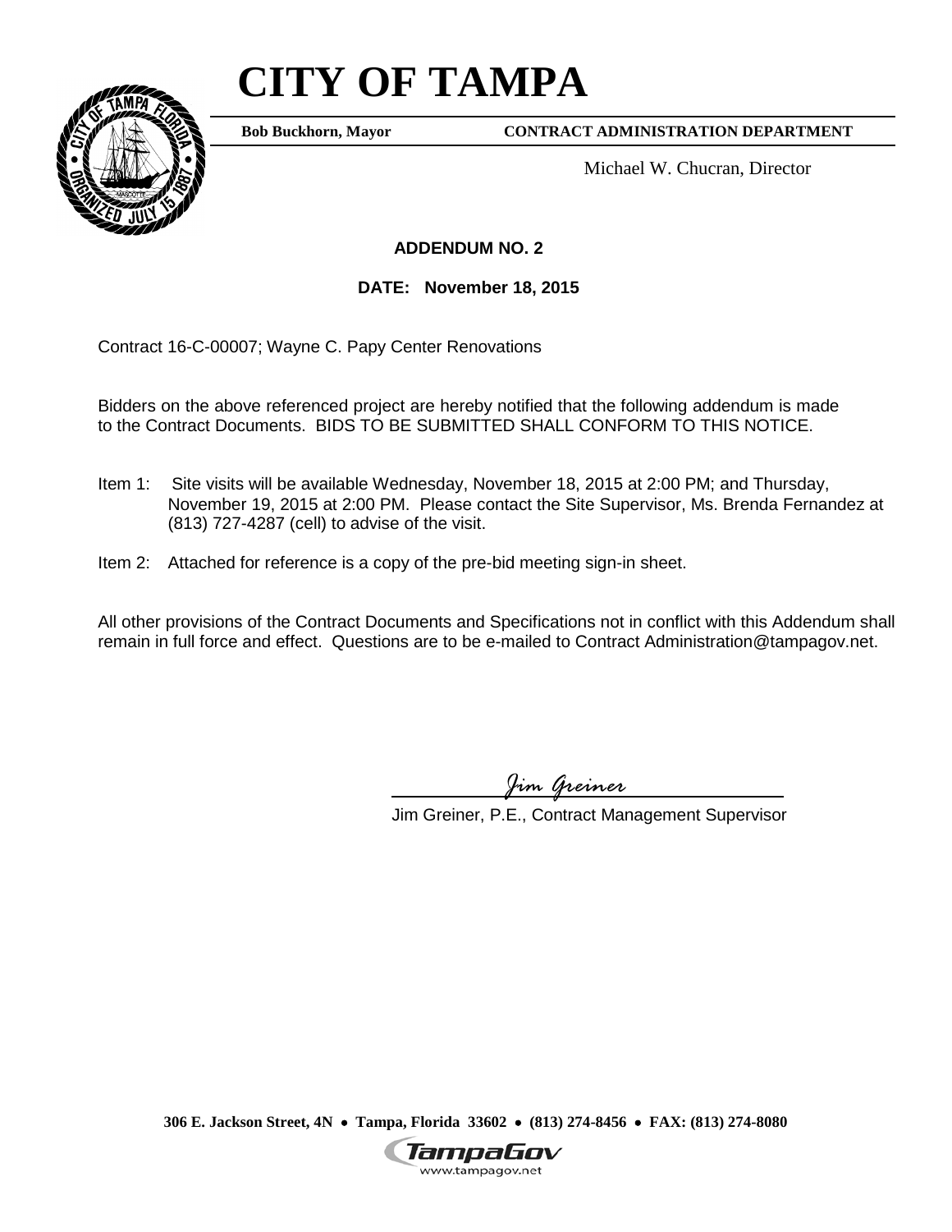# CITY OF TAMPA

**Bob Buckhorn, Mayor** **CONTRACT ADMINISTRATION DEPARTMENT**

Michael W. Chucran, Director

## ADDENDUM NO. 2

**DATE: November 18, 2015**

Contract 16-C-00007; Wayne C. Papy Center Renovations

Bidders on the above referenced project are hereby notified that the following addendum is made to the Contract Documents. BIDS TO BE SUBMITTED SHALL CONFORM TO THIS NOTICE.

Item 1: Site visits will be available Wednesday, November 18, 2015 at 2:00 PM; and Thursday, November 19, 2015 at 2:00 PM. Please contact the Site Supervisor, Ms. Brenda Fernandez at (813) 727-4287 (cell) to advise of the visit.

Item 2: Attached for reference is a copy of the pre-bid meeting sign-in sheet.

All other provisions of the Contract Documents and Specifications not in conflict with this Addendum shall remain in full force and effect. Questions are to be e-mailed to Contract Administration@tampagov.net.

*Jim Greiner*

Jim Greiner, P.E., Contract Management Supervisor

**306 E. Jackson Street, 4N • Tampa, Florida 33602 • (813) 274-8456 • FAX: (813) 274-8080**

TampaGov
www.tampagov.net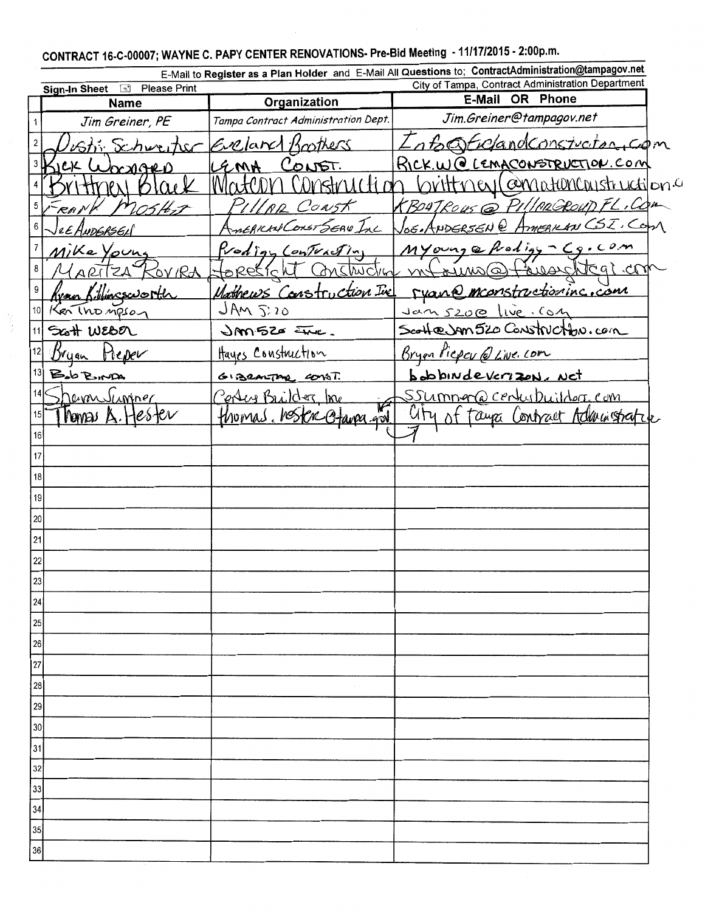## CONTRACT 16-C-00007; WAYNE C. PAPY CENTER RENOVATIONS- Pre-Bid Meeting - 11/17/2015 - 2:00p.m.

E-Mail to **Register as a Plan Holder** and E-Mail All **Questions** to; **ContractAdministration@tampagov.net**

**Sign-In Sheet** Please Print

City of Tampa, Contract Administration Department

| | Name | Organization | E-Mail OR Phone |
|---|---|---|---|
| 1 | Jim Greiner, PE | Tampa Contract Administration Dept. | Jim.Greiner@tampagov.net |
| 2 | Dustin Schweitzer | Eveland Brothers | Info@Evelandconstruction.com |
| 3 | Rick Woodward | LEMA Const. | RICK.W@LEMACONSTRUCTION.COM |
| 4 | Brittney Black | Mateon Construction | brittney@mateonconstruction.c |
| 5 | Frank Moshit | Pillar Const | KBOATRous@PillarGroupFL.Com |
| 6 | Joe Andersen | American Const Serv Inc | Joe.Andersen@AmericanCSI.Com |
| 7 | Mike Young | Prodigy Contracting | MYoung@Prodigy-Cg.com |
| 8 | Maritza Rovira | Foresight Construction | mfauns@foresightcgi.com |
| 9 | Ryan Killingsworth | Mathews Construction Inc | ryan@mconstructioninc.com |
| 10 | Ken Thompson | JAM 520 | Jam520@live.com |
| 11 | Scott Weber | JAM520 Inc. | Scott@Jam520Construction.com |
| 12 | Bryan Pieper | Hayes Construction | Bryan Pieper@Live.com |
| 13 | Bob Binda | Gibraltar Const. | bobbinde@verizon.net |
| 14 | Sharon Sumner | Century Builders, Inc | ssumner@centurybuilders.com |
| 15 | Thomas A. Hester | thomas.hester@tampagov | City of Tampa Contract Administrative |
| 16 | | | |
| 17 | | | |
| 18 | | | |
| 19 | | | |
| 20 | | | |
| 21 | | | |
| 22 | | | |
| 23 | | | |
| 24 | | | |
| 25 | | | |
| 26 | | | |
| 27 | | | |
| 28 | | | |
| 29 | | | |
| 30 | | | |
| 31 | | | |
| 32 | | | |
| 33 | | | |
| 34 | | | |
| 35 | | | |
| 36 | | | |